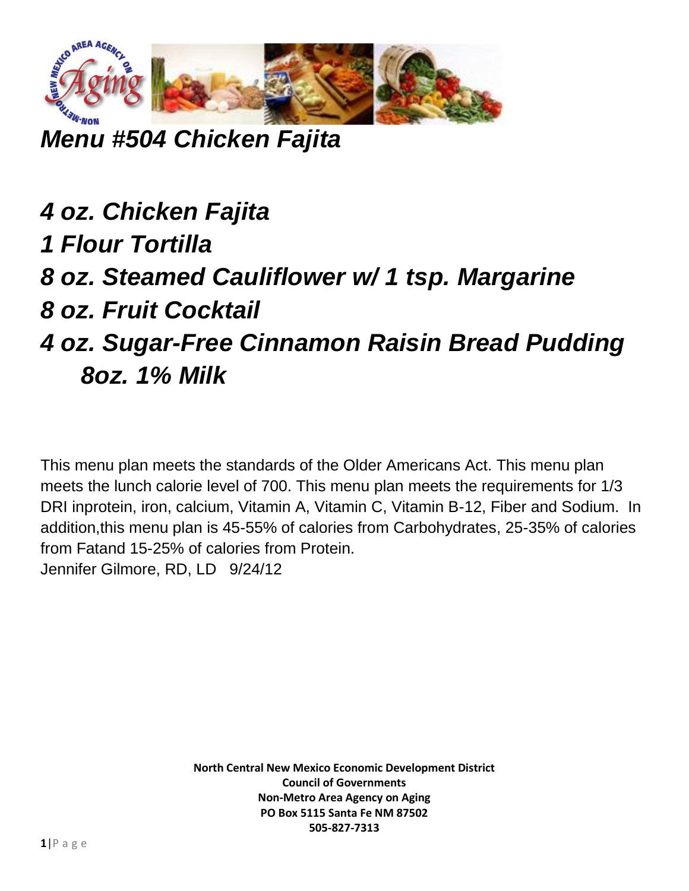# *Menu #504 Chicken Fajita*

## *4 oz. Chicken Fajita*
## *1 Flour Tortilla*
## *8 oz. Steamed Cauliflower w/ 1 tsp. Margarine*
## *8 oz. Fruit Cocktail*
## *4 oz. Sugar-Free Cinnamon Raisin Bread Pudding*
## *8oz. 1% Milk*

This menu plan meets the standards of the Older Americans Act. This menu plan meets the lunch calorie level of 700. This menu plan meets the requirements for 1/3 DRI inprotein, iron, calcium, Vitamin A, Vitamin C, Vitamin B-12, Fiber and Sodium. In addition,this menu plan is 45-55% of calories from Carbohydrates, 25-35% of calories from Fatand 15-25% of calories from Protein.
Jennifer Gilmore, RD, LD 9/24/12

**North Central New Mexico Economic Development District**
**Council of Governments**
**Non-Metro Area Agency on Aging**
**PO Box 5115 Santa Fe NM 87502**
**505-827-7313**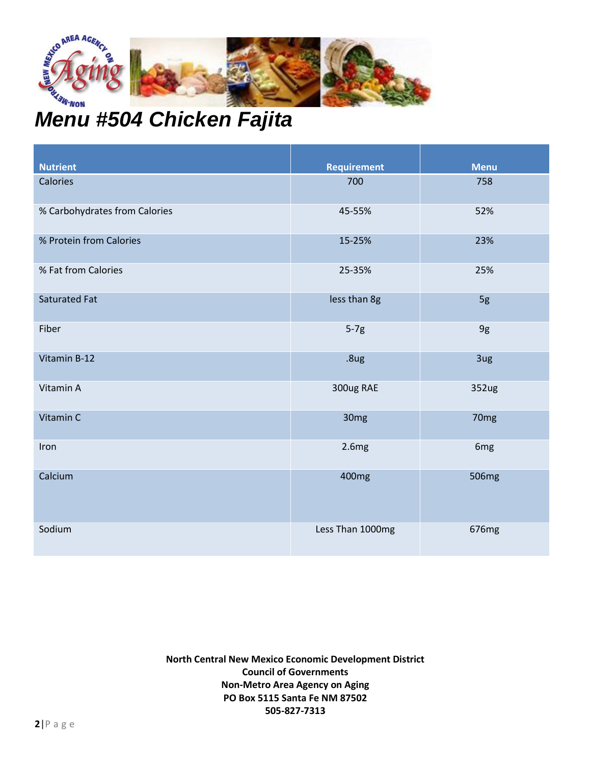# Menu #504 Chicken Fajita

| Nutrient | Requirement | Menu |
|---|---|---|
| Calories | 700 | 758 |
| % Carbohydrates from Calories | 45-55% | 52% |
| % Protein from Calories | 15-25% | 23% |
| % Fat from Calories | 25-35% | 25% |
| Saturated Fat | less than 8g | 5g |
| Fiber | 5-7g | 9g |
| Vitamin B-12 | .8ug | 3ug |
| Vitamin A | 300ug RAE | 352ug |
| Vitamin C | 30mg | 70mg |
| Iron | 2.6mg | 6mg |
| Calcium | 400mg | 506mg |
| Sodium | Less Than 1000mg | 676mg |

**North Central New Mexico Economic Development District**
**Council of Governments**
**Non-Metro Area Agency on Aging**
**PO Box 5115 Santa Fe NM 87502**
**505-827-7313**